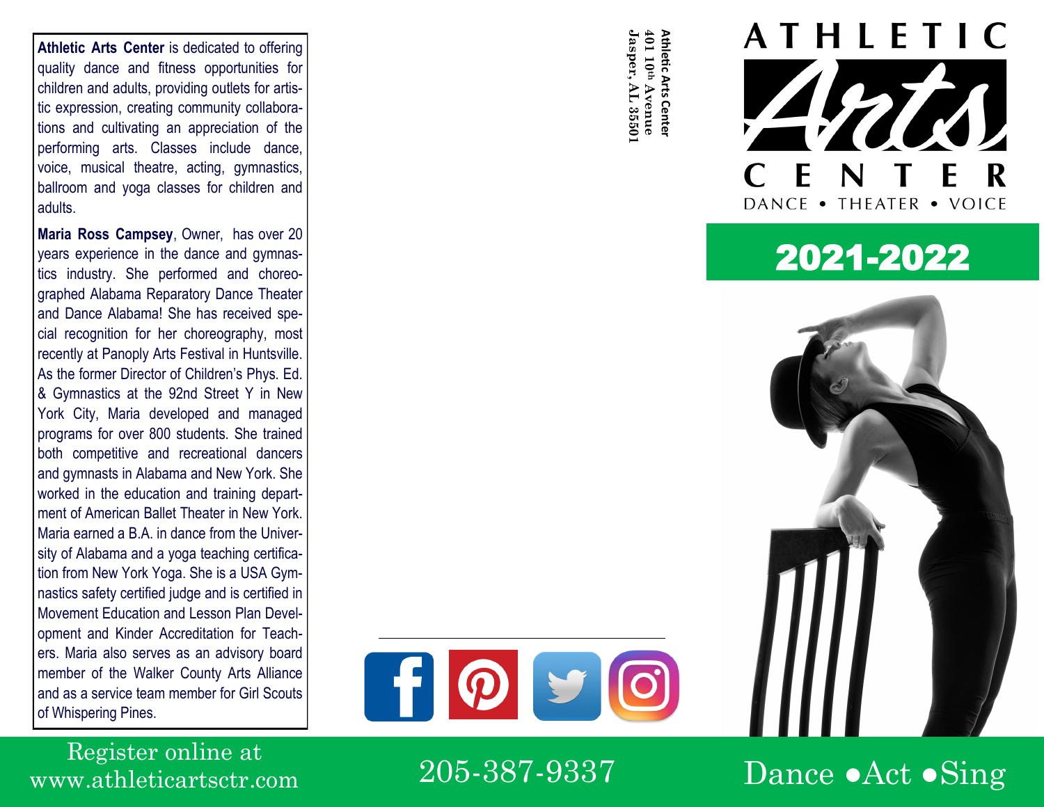**Athletic Arts Center** is dedicated to offering quality dance and fitness opportunities for children and adults, providing outlets for artistic expression, creating community collaborations and cultivating an appreciation of the performing arts. Classes include dance, voice, musical theatre, acting, gymnastics, ballroom and yoga classes for children and adults.

**Maria Ross Campsey**, Owner, has over 20 years experience in the dance and gymnastics industry. She performed and choreographed Alabama Reparatory Dance Theater and Dance Alabama! She has received special recognition for her choreography, most recently at Panoply Arts Festival in Huntsville. As the former Director of Children's Phys. Ed. & Gymnastics at the 92nd Street Y in New York City, Maria developed and managed programs for over 800 students. She trained both competitive and recreational dancers and gymnasts in Alabama and New York. She worked in the education and training department of American Ballet Theater in New York. Maria earned a B.A. in dance from the University of Alabama and a yoga teaching certification from New York Yoga. She is a USA Gymnastics safety certified judge and is certified in Movement Education and Lesson Plan Development and Kinder Accreditation for Teachers. Maria also serves as an advisory board member of the Walker County Arts Alliance and as a service team member for Girl Scouts of Whispering Pines.

Register online at
www.athleticartsctr.com

**Athletic Arts Center**
**401 10th Avenue**
**Jasper, AL 35501**

205-387-9337

# ATHLETIC *Arts* CENTER

DANCE • THEATER • VOICE

## 2021-2022

Dance •Act •Sing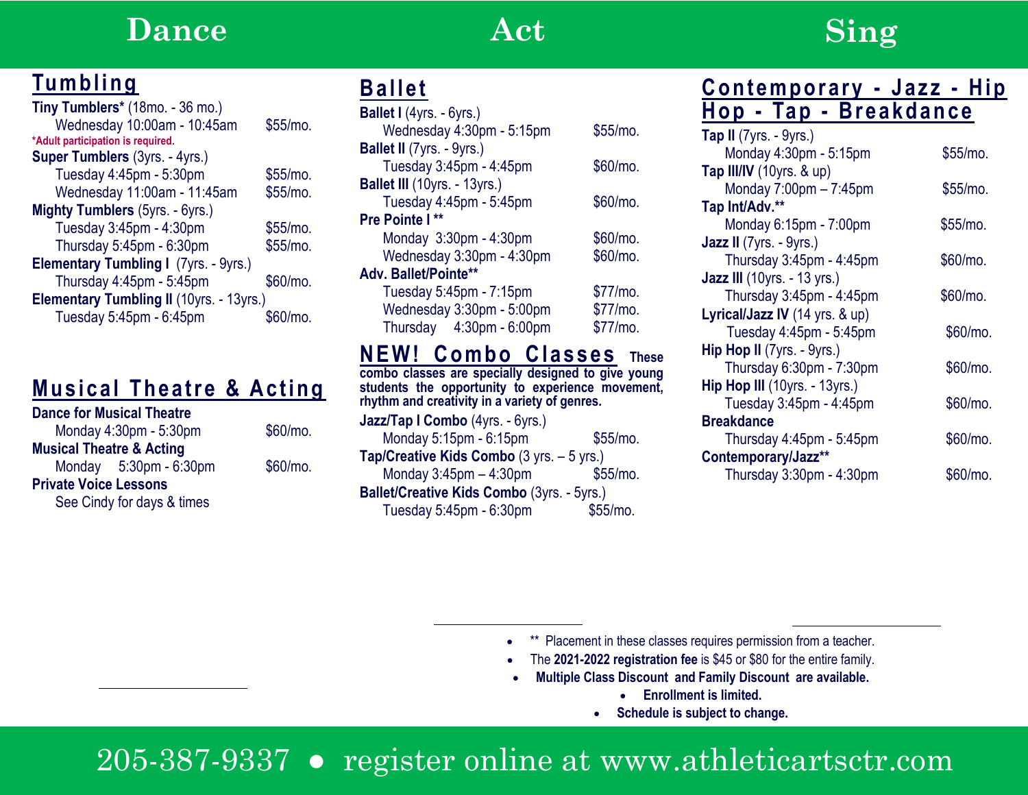# Dance

# Act

# Sing

## Tumbling

**Tiny Tumblers*** (18mo. - 36 mo.)
Wednesday 10:00am - 10:45am $55/mo.
***Adult participation is required.**

**Super Tumblers** (3yrs. - 4yrs.)
Tuesday 4:45pm - 5:30pm $55/mo.
Wednesday 11:00am - 11:45am $55/mo.

**Mighty Tumblers** (5yrs. - 6yrs.)
Tuesday 3:45pm - 4:30pm $55/mo.
Thursday 5:45pm - 6:30pm $55/mo.

**Elementary Tumbling I** (7yrs. - 9yrs.)
Thursday 4:45pm - 5:45pm $60/mo.

**Elementary Tumbling II** (10yrs. - 13yrs.)
Tuesday 5:45pm - 6:45pm $60/mo.

## Musical Theatre & Acting

**Dance for Musical Theatre**
Monday 4:30pm - 5:30pm $60/mo.

**Musical Theatre & Acting**
Monday 5:30pm - 6:30pm $60/mo.

**Private Voice Lessons**
See Cindy for days & times

## Ballet

**Ballet I** (4yrs. - 6yrs.)
Wednesday 4:30pm - 5:15pm $55/mo.

**Ballet II** (7yrs. - 9yrs.)
Tuesday 3:45pm - 4:45pm $60/mo.

**Ballet III** (10yrs. - 13yrs.)
Tuesday 4:45pm - 5:45pm $60/mo.

**Pre Pointe I ****
Monday 3:30pm - 4:30pm $60/mo.
Wednesday 3:30pm - 4:30pm $60/mo.

**Adv. Ballet/Pointe****
Tuesday 5:45pm - 7:15pm $77/mo.
Wednesday 3:30pm - 5:00pm $77/mo.
Thursday 4:30pm - 6:00pm $77/mo.

## NEW! Combo Classes

**These combo classes are specially designed to give young students the opportunity to experience movement, rhythm and creativity in a variety of genres.**

**Jazz/Tap I Combo** (4yrs. - 6yrs.)
Monday 5:15pm - 6:15pm $55/mo.

**Tap/Creative Kids Combo** (3 yrs. – 5 yrs.)
Monday 3:45pm – 4:30pm $55/mo.

**Ballet/Creative Kids Combo** (3yrs. - 5yrs.)
Tuesday 5:45pm - 6:30pm $55/mo.

## Contemporary - Jazz - Hip Hop - Tap - Breakdance

**Tap II** (7yrs. - 9yrs.)
Monday 4:30pm - 5:15pm $55/mo.

**Tap III/IV** (10yrs. & up)
Monday 7:00pm – 7:45pm $55/mo.

**Tap Int/Adv.****
Monday 6:15pm - 7:00pm $55/mo.

**Jazz II** (7yrs. - 9yrs.)
Thursday 3:45pm - 4:45pm $60/mo.

**Jazz III** (10yrs. - 13 yrs.)
Thursday 3:45pm - 4:45pm $60/mo.

**Lyrical/Jazz IV** (14 yrs. & up)
Tuesday 4:45pm - 5:45pm $60/mo.

**Hip Hop II** (7yrs. - 9yrs.)
Thursday 6:30pm - 7:30pm $60/mo.

**Hip Hop III** (10yrs. - 13yrs.)
Tuesday 3:45pm - 4:45pm $60/mo.

**Breakdance**
Thursday 4:45pm - 5:45pm $60/mo.

**Contemporary/Jazz****
Thursday 3:30pm - 4:30pm $60/mo.

- ** Placement in these classes requires permission from a teacher.
- The **2021-2022 registration fee** is $45 or $80 for the entire family.
- **Multiple Class Discount and Family Discount are available.**
- **Enrollment is limited.**
- **Schedule is subject to change.**

205-387-9337 ● register online at www.athleticartsctr.com